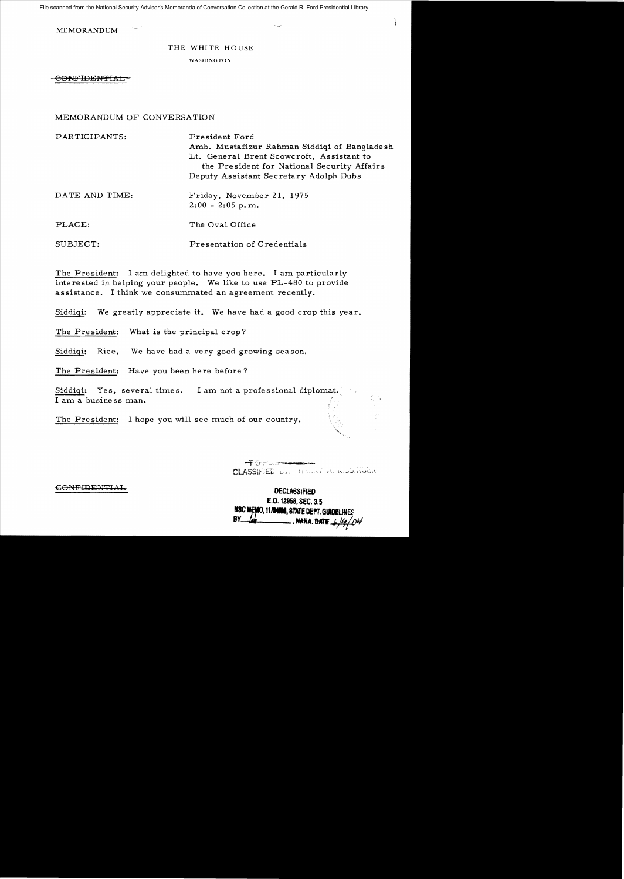File scanned from the National Security Adviser's Memoranda of Conversation Collection at the Gerald R. Ford Presidential Library

MEMORANDUM

THE WHITE HOUSE

WASHINGTON

~~CONFIDENTIAL~~

MEMORANDUM OF CONVERSATION

| | |
|---|---|
| PARTICIPANTS: | President Ford<br>Amb. Mustafizur Rahman Siddiqi of Bangladesh<br>Lt. General Brent Scowcroft, Assistant to the President for National Security Affairs<br>Deputy Assistant Secretary Adolph Dubs |
| DATE AND TIME: | Friday, November 21, 1975<br>2:00 - 2:05 p.m. |
| PLACE: | The Oval Office |
| SUBJECT: | Presentation of Credentials |

The President: I am delighted to have you here. I am particularly interested in helping your people. We like to use PL-480 to provide assistance. I think we consummated an agreement recently.

Siddiqi: We greatly appreciate it. We have had a good crop this year.

The President: What is the principal crop?

Siddiqi: Rice. We have had a very good growing season.

The President: Have you been here before?

Siddiqi: Yes, several times. I am not a professional diplomat. I am a business man.

The President: I hope you will see much of our country.

~~CONFIDENTIAL~~

~~TOP SECRET~~
CLASSIFIED BY HENRY A. KISSINGER

DECLASSIFIED
E.O. 12958, SEC. 3.5
NSC MEMO, 11/24/98, STATE DEPT. GUIDELINES
BY _____, NARA, DATE 6/14/04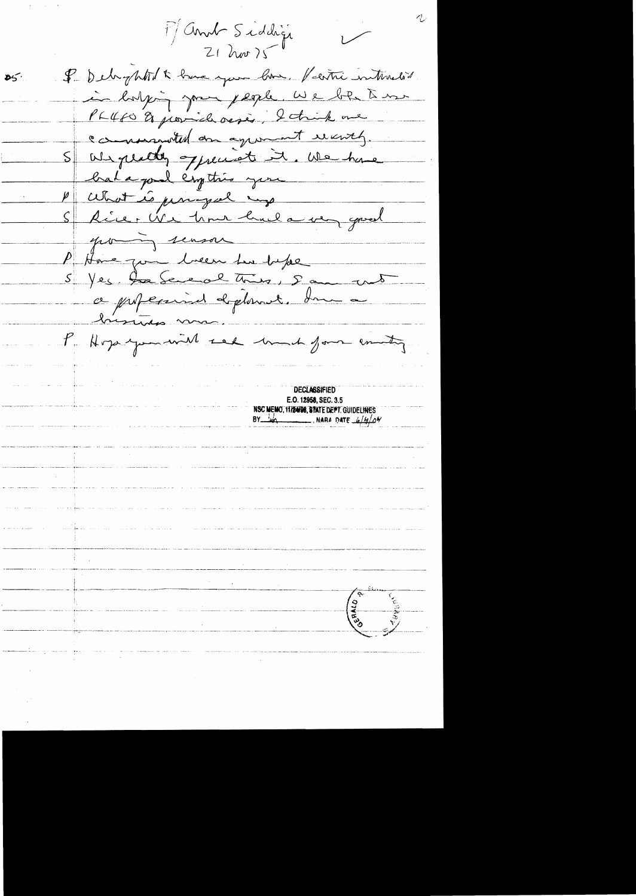P/ Amb Siddiqi
21 Nov 75

P. Delighted to have you here. Pakistan instrumental in helping your people. We hope to resolve PL480 & [illegible] issues. I think we consummated an agreement recently.

S. We greatly appreciate it. We have had a good crop this year.

P. What is principal crop

S. Rice. We have had a very good growing season.

P. Have you been here before

S. Yes. For several times. I am not a professional diplomat. I'm a business man.

P. Hope you will enjoy your [illegible] country

DECLASSIFIED
E.O. 12958, SEC. 3.5
NSC MEMO, 11/24/98, STATE DEPT. GUIDELINES
BY ___, NARA DATE 6/4/04